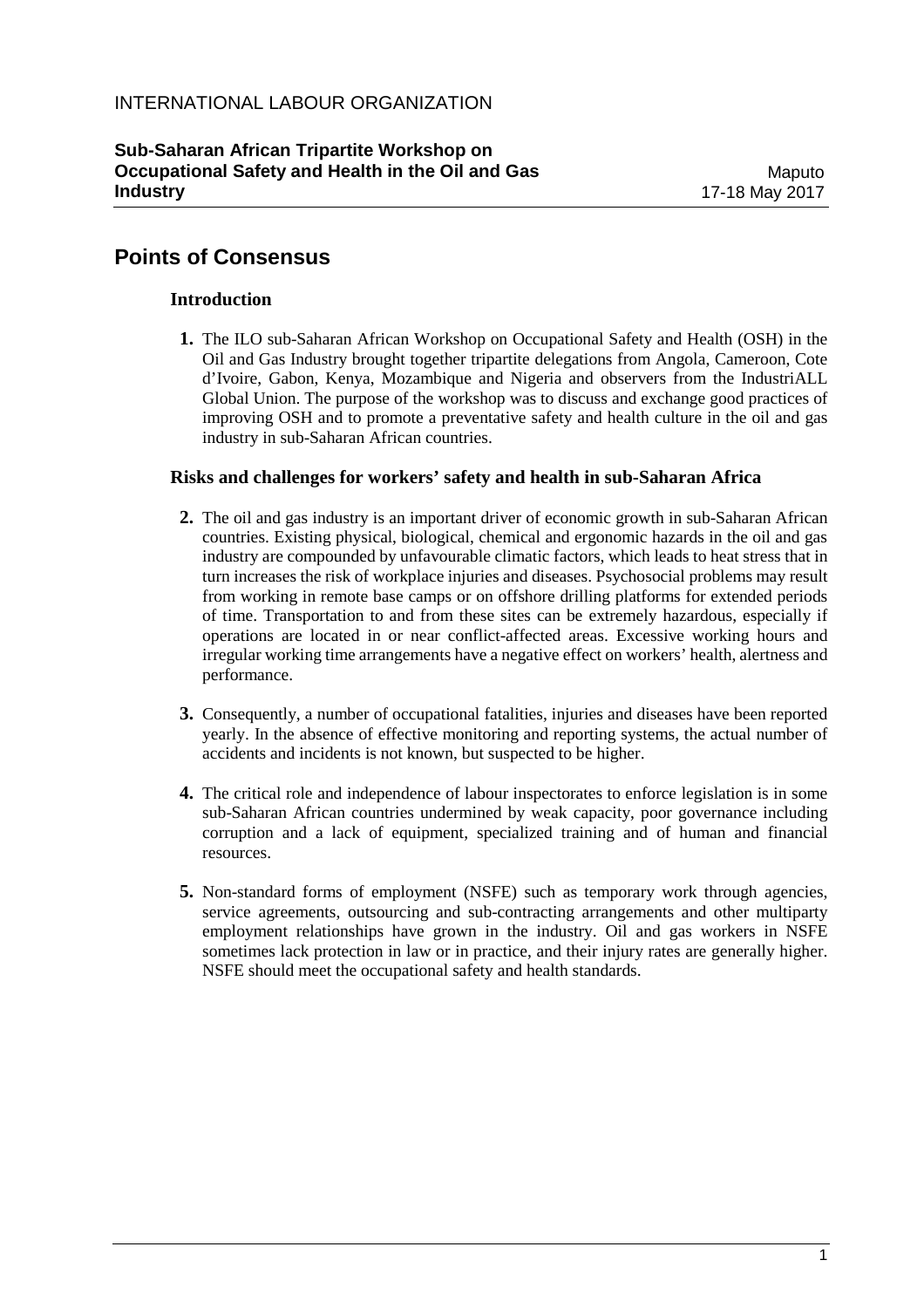INTERNATIONAL LABOUR ORGANIZATION

**Sub-Saharan African Tripartite Workshop on Occupational Safety and Health in the Oil and Gas Industry**

Maputo
17-18 May 2017

# Points of Consensus

## Introduction

**1.** The ILO sub-Saharan African Workshop on Occupational Safety and Health (OSH) in the Oil and Gas Industry brought together tripartite delegations from Angola, Cameroon, Cote d'Ivoire, Gabon, Kenya, Mozambique and Nigeria and observers from the IndustriALL Global Union. The purpose of the workshop was to discuss and exchange good practices of improving OSH and to promote a preventative safety and health culture in the oil and gas industry in sub-Saharan African countries.

## Risks and challenges for workers' safety and health in sub-Saharan Africa

**2.** The oil and gas industry is an important driver of economic growth in sub-Saharan African countries. Existing physical, biological, chemical and ergonomic hazards in the oil and gas industry are compounded by unfavourable climatic factors, which leads to heat stress that in turn increases the risk of workplace injuries and diseases. Psychosocial problems may result from working in remote base camps or on offshore drilling platforms for extended periods of time. Transportation to and from these sites can be extremely hazardous, especially if operations are located in or near conflict-affected areas. Excessive working hours and irregular working time arrangements have a negative effect on workers' health, alertness and performance.

**3.** Consequently, a number of occupational fatalities, injuries and diseases have been reported yearly. In the absence of effective monitoring and reporting systems, the actual number of accidents and incidents is not known, but suspected to be higher.

**4.** The critical role and independence of labour inspectorates to enforce legislation is in some sub-Saharan African countries undermined by weak capacity, poor governance including corruption and a lack of equipment, specialized training and of human and financial resources.

**5.** Non-standard forms of employment (NSFE) such as temporary work through agencies, service agreements, outsourcing and sub-contracting arrangements and other multiparty employment relationships have grown in the industry. Oil and gas workers in NSFE sometimes lack protection in law or in practice, and their injury rates are generally higher. NSFE should meet the occupational safety and health standards.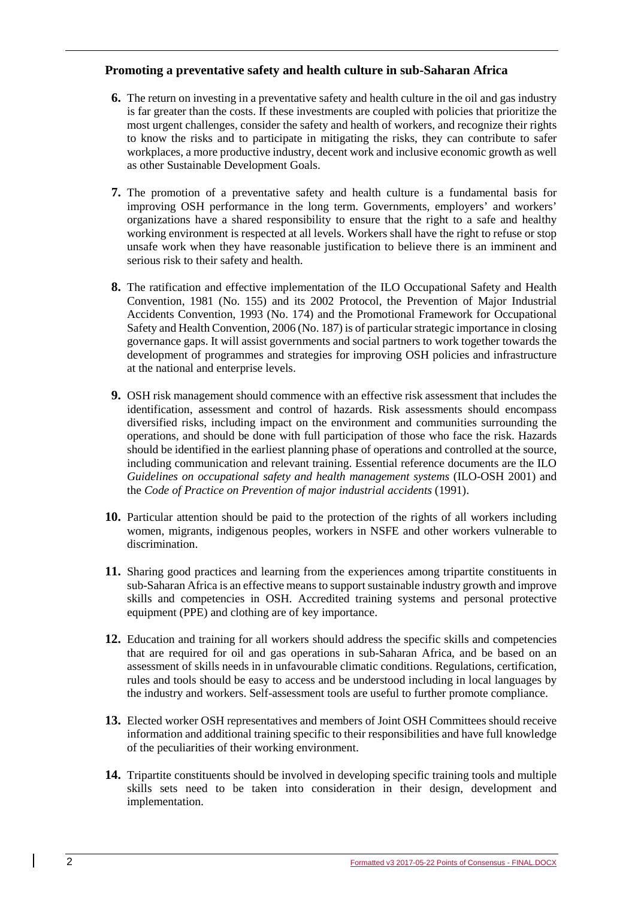### Promoting a preventative safety and health culture in sub-Saharan Africa

**6.** The return on investing in a preventative safety and health culture in the oil and gas industry is far greater than the costs. If these investments are coupled with policies that prioritize the most urgent challenges, consider the safety and health of workers, and recognize their rights to know the risks and to participate in mitigating the risks, they can contribute to safer workplaces, a more productive industry, decent work and inclusive economic growth as well as other Sustainable Development Goals.

**7.** The promotion of a preventative safety and health culture is a fundamental basis for improving OSH performance in the long term. Governments, employers' and workers' organizations have a shared responsibility to ensure that the right to a safe and healthy working environment is respected at all levels. Workers shall have the right to refuse or stop unsafe work when they have reasonable justification to believe there is an imminent and serious risk to their safety and health.

**8.** The ratification and effective implementation of the ILO Occupational Safety and Health Convention, 1981 (No. 155) and its 2002 Protocol, the Prevention of Major Industrial Accidents Convention, 1993 (No. 174) and the Promotional Framework for Occupational Safety and Health Convention, 2006 (No. 187) is of particular strategic importance in closing governance gaps. It will assist governments and social partners to work together towards the development of programmes and strategies for improving OSH policies and infrastructure at the national and enterprise levels.

**9.** OSH risk management should commence with an effective risk assessment that includes the identification, assessment and control of hazards. Risk assessments should encompass diversified risks, including impact on the environment and communities surrounding the operations, and should be done with full participation of those who face the risk. Hazards should be identified in the earliest planning phase of operations and controlled at the source, including communication and relevant training. Essential reference documents are the ILO *Guidelines on occupational safety and health management systems* (ILO-OSH 2001) and the *Code of Practice on Prevention of major industrial accidents* (1991).

**10.** Particular attention should be paid to the protection of the rights of all workers including women, migrants, indigenous peoples, workers in NSFE and other workers vulnerable to discrimination.

**11.** Sharing good practices and learning from the experiences among tripartite constituents in sub-Saharan Africa is an effective means to support sustainable industry growth and improve skills and competencies in OSH. Accredited training systems and personal protective equipment (PPE) and clothing are of key importance.

**12.** Education and training for all workers should address the specific skills and competencies that are required for oil and gas operations in sub-Saharan Africa, and be based on an assessment of skills needs in in unfavourable climatic conditions. Regulations, certification, rules and tools should be easy to access and be understood including in local languages by the industry and workers. Self-assessment tools are useful to further promote compliance.

**13.** Elected worker OSH representatives and members of Joint OSH Committees should receive information and additional training specific to their responsibilities and have full knowledge of the peculiarities of their working environment.

**14.** Tripartite constituents should be involved in developing specific training tools and multiple skills sets need to be taken into consideration in their design, development and implementation.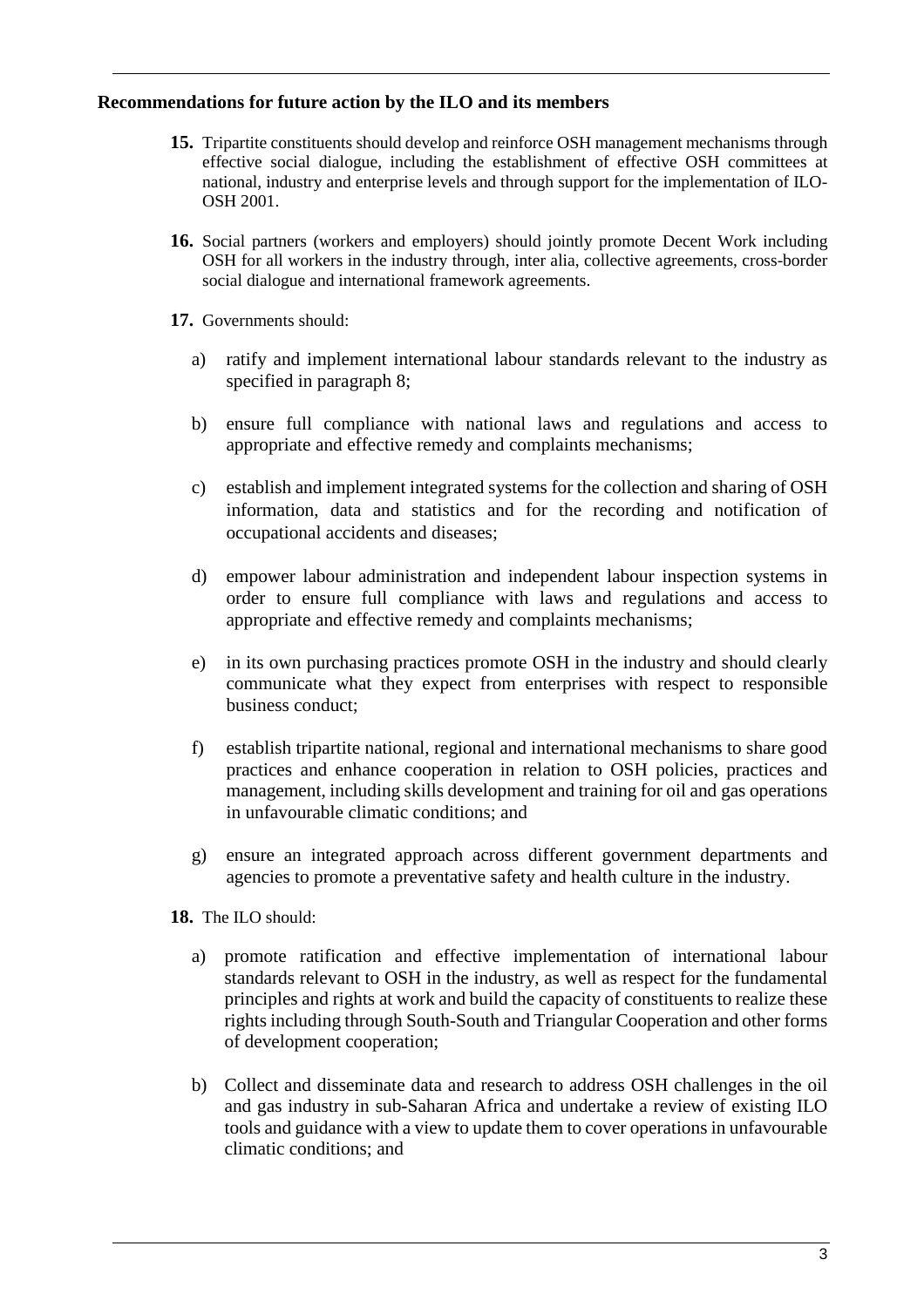**Recommendations for future action by the ILO and its members**

**15.** Tripartite constituents should develop and reinforce OSH management mechanisms through effective social dialogue, including the establishment of effective OSH committees at national, industry and enterprise levels and through support for the implementation of ILO-OSH 2001.

**16.** Social partners (workers and employers) should jointly promote Decent Work including OSH for all workers in the industry through, inter alia, collective agreements, cross-border social dialogue and international framework agreements.

**17.** Governments should:

a) ratify and implement international labour standards relevant to the industry as specified in paragraph 8;

b) ensure full compliance with national laws and regulations and access to appropriate and effective remedy and complaints mechanisms;

c) establish and implement integrated systems for the collection and sharing of OSH information, data and statistics and for the recording and notification of occupational accidents and diseases;

d) empower labour administration and independent labour inspection systems in order to ensure full compliance with laws and regulations and access to appropriate and effective remedy and complaints mechanisms;

e) in its own purchasing practices promote OSH in the industry and should clearly communicate what they expect from enterprises with respect to responsible business conduct;

f) establish tripartite national, regional and international mechanisms to share good practices and enhance cooperation in relation to OSH policies, practices and management, including skills development and training for oil and gas operations in unfavourable climatic conditions; and

g) ensure an integrated approach across different government departments and agencies to promote a preventative safety and health culture in the industry.

**18.** The ILO should:

a) promote ratification and effective implementation of international labour standards relevant to OSH in the industry, as well as respect for the fundamental principles and rights at work and build the capacity of constituents to realize these rights including through South-South and Triangular Cooperation and other forms of development cooperation;

b) Collect and disseminate data and research to address OSH challenges in the oil and gas industry in sub-Saharan Africa and undertake a review of existing ILO tools and guidance with a view to update them to cover operations in unfavourable climatic conditions; and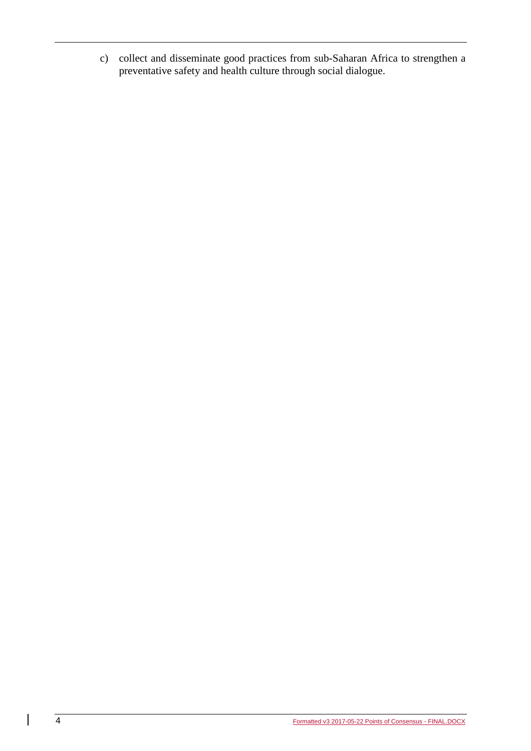c) collect and disseminate good practices from sub-Saharan Africa to strengthen a preventative safety and health culture through social dialogue.